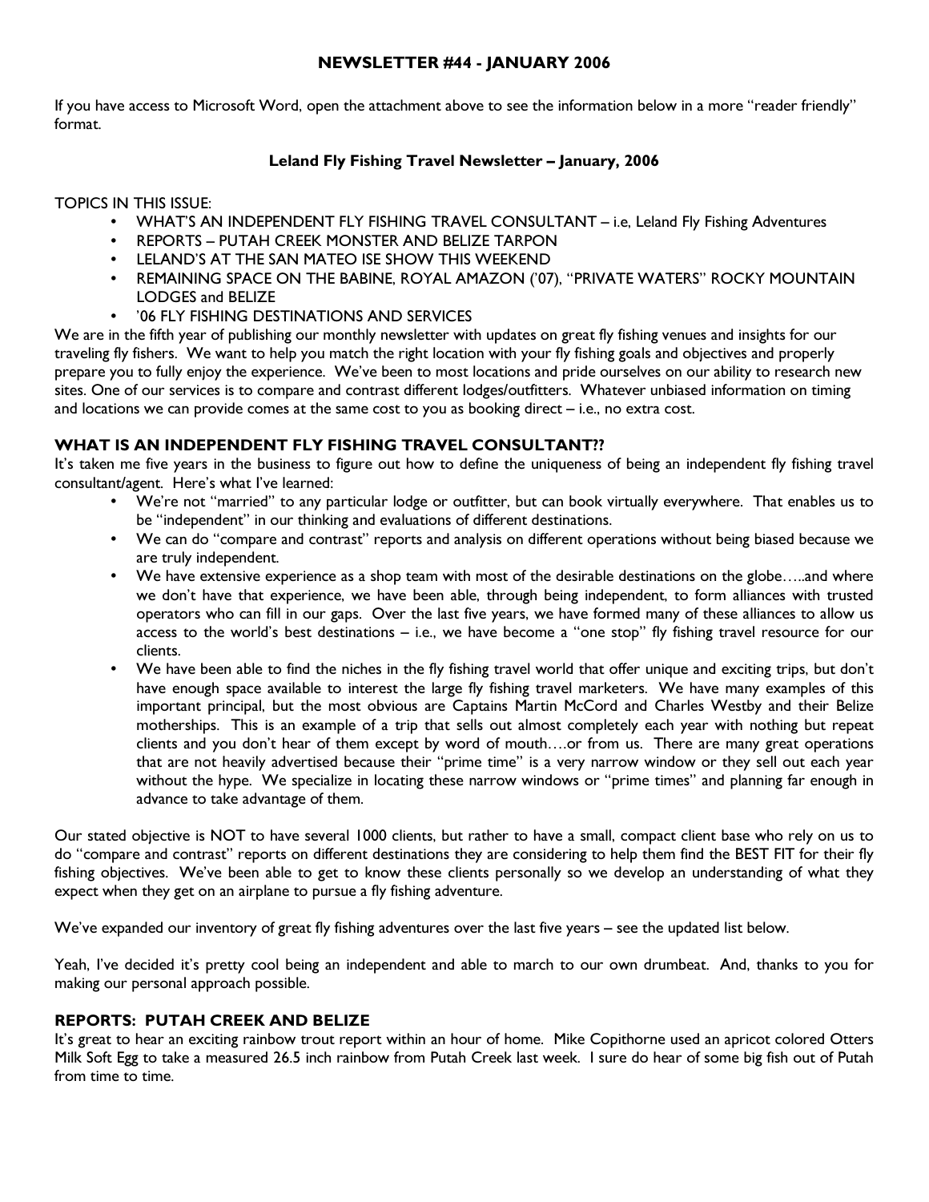**NEWSLETTER #44 - JANUARY 2006**

If you have access to Microsoft Word, open the attachment above to see the information below in a more "reader friendly" format.

**Leland Fly Fishing Travel Newsletter – January, 2006**

TOPICS IN THIS ISSUE:

- WHAT'S AN INDEPENDENT FLY FISHING TRAVEL CONSULTANT – i.e, Leland Fly Fishing Adventures
- REPORTS – PUTAH CREEK MONSTER AND BELIZE TARPON
- LELAND'S AT THE SAN MATEO ISE SHOW THIS WEEKEND
- REMAINING SPACE ON THE BABINE, ROYAL AMAZON ('07), "PRIVATE WATERS" ROCKY MOUNTAIN LODGES and BELIZE
- '06 FLY FISHING DESTINATIONS AND SERVICES

We are in the fifth year of publishing our monthly newsletter with updates on great fly fishing venues and insights for our traveling fly fishers. We want to help you match the right location with your fly fishing goals and objectives and properly prepare you to fully enjoy the experience. We've been to most locations and pride ourselves on our ability to research new sites. One of our services is to compare and contrast different lodges/outfitters. Whatever unbiased information on timing and locations we can provide comes at the same cost to you as booking direct – i.e., no extra cost.

## WHAT IS AN INDEPENDENT FLY FISHING TRAVEL CONSULTANT??

It's taken me five years in the business to figure out how to define the uniqueness of being an independent fly fishing travel consultant/agent. Here's what I've learned:

- We're not "married" to any particular lodge or outfitter, but can book virtually everywhere. That enables us to be "independent" in our thinking and evaluations of different destinations.
- We can do "compare and contrast" reports and analysis on different operations without being biased because we are truly independent.
- We have extensive experience as a shop team with most of the desirable destinations on the globe…..and where we don't have that experience, we have been able, through being independent, to form alliances with trusted operators who can fill in our gaps. Over the last five years, we have formed many of these alliances to allow us access to the world's best destinations – i.e., we have become a "one stop" fly fishing travel resource for our clients.
- We have been able to find the niches in the fly fishing travel world that offer unique and exciting trips, but don't have enough space available to interest the large fly fishing travel marketers. We have many examples of this important principal, but the most obvious are Captains Martin McCord and Charles Westby and their Belize motherships. This is an example of a trip that sells out almost completely each year with nothing but repeat clients and you don't hear of them except by word of mouth….or from us. There are many great operations that are not heavily advertised because their "prime time" is a very narrow window or they sell out each year without the hype. We specialize in locating these narrow windows or "prime times" and planning far enough in advance to take advantage of them.

Our stated objective is NOT to have several 1000 clients, but rather to have a small, compact client base who rely on us to do "compare and contrast" reports on different destinations they are considering to help them find the BEST FIT for their fly fishing objectives. We've been able to get to know these clients personally so we develop an understanding of what they expect when they get on an airplane to pursue a fly fishing adventure.

We've expanded our inventory of great fly fishing adventures over the last five years – see the updated list below.

Yeah, I've decided it's pretty cool being an independent and able to march to our own drumbeat. And, thanks to you for making our personal approach possible.

## REPORTS: PUTAH CREEK AND BELIZE

It's great to hear an exciting rainbow trout report within an hour of home. Mike Copithorne used an apricot colored Otters Milk Soft Egg to take a measured 26.5 inch rainbow from Putah Creek last week. I sure do hear of some big fish out of Putah from time to time.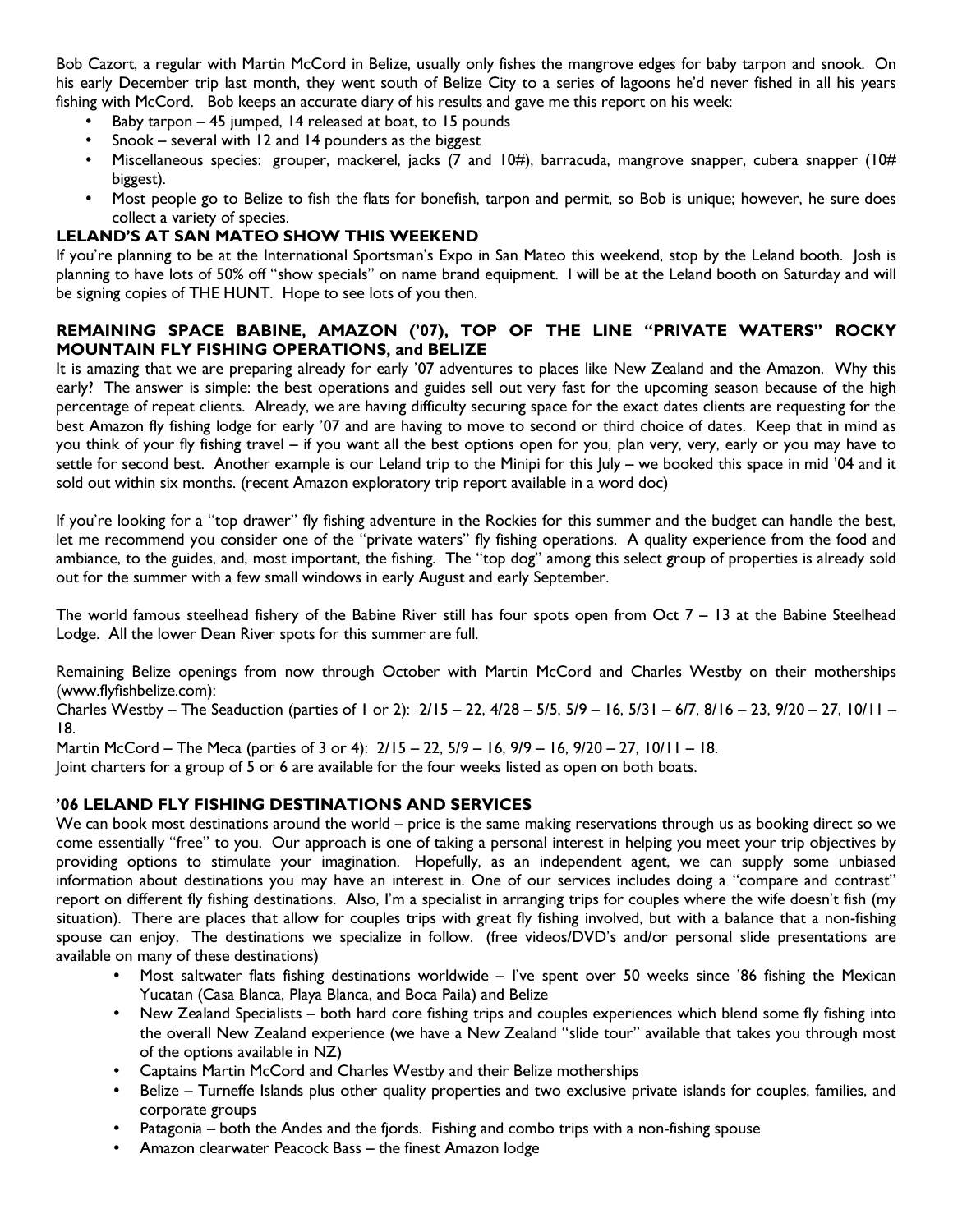Bob Cazort, a regular with Martin McCord in Belize, usually only fishes the mangrove edges for baby tarpon and snook. On his early December trip last month, they went south of Belize City to a series of lagoons he'd never fished in all his years fishing with McCord. Bob keeps an accurate diary of his results and gave me this report on his week:

- Baby tarpon – 45 jumped, 14 released at boat, to 15 pounds
- Snook – several with 12 and 14 pounders as the biggest
- Miscellaneous species: grouper, mackerel, jacks (7 and 10#), barracuda, mangrove snapper, cubera snapper (10# biggest).
- Most people go to Belize to fish the flats for bonefish, tarpon and permit, so Bob is unique; however, he sure does collect a variety of species.

## LELAND'S AT SAN MATEO SHOW THIS WEEKEND

If you're planning to be at the International Sportsman's Expo in San Mateo this weekend, stop by the Leland booth. Josh is planning to have lots of 50% off "show specials" on name brand equipment. I will be at the Leland booth on Saturday and will be signing copies of THE HUNT. Hope to see lots of you then.

## REMAINING SPACE BABINE, AMAZON ('07), TOP OF THE LINE "PRIVATE WATERS" ROCKY MOUNTAIN FLY FISHING OPERATIONS, and BELIZE

It is amazing that we are preparing already for early '07 adventures to places like New Zealand and the Amazon. Why this early? The answer is simple: the best operations and guides sell out very fast for the upcoming season because of the high percentage of repeat clients. Already, we are having difficulty securing space for the exact dates clients are requesting for the best Amazon fly fishing lodge for early '07 and are having to move to second or third choice of dates. Keep that in mind as you think of your fly fishing travel – if you want all the best options open for you, plan very, very, early or you may have to settle for second best. Another example is our Leland trip to the Minipi for this July – we booked this space in mid '04 and it sold out within six months. (recent Amazon exploratory trip report available in a word doc)

If you're looking for a "top drawer" fly fishing adventure in the Rockies for this summer and the budget can handle the best, let me recommend you consider one of the "private waters" fly fishing operations. A quality experience from the food and ambiance, to the guides, and, most important, the fishing. The "top dog" among this select group of properties is already sold out for the summer with a few small windows in early August and early September.

The world famous steelhead fishery of the Babine River still has four spots open from Oct 7 – 13 at the Babine Steelhead Lodge. All the lower Dean River spots for this summer are full.

Remaining Belize openings from now through October with Martin McCord and Charles Westby on their motherships (www.flyfishbelize.com):

Charles Westby – The Seaduction (parties of 1 or 2): 2/15 – 22, 4/28 – 5/5, 5/9 – 16, 5/31 – 6/7, 8/16 – 23, 9/20 – 27, 10/11 – 18.

Martin McCord – The Meca (parties of 3 or 4): 2/15 – 22, 5/9 – 16, 9/9 – 16, 9/20 – 27, 10/11 – 18.

Joint charters for a group of 5 or 6 are available for the four weeks listed as open on both boats.

## '06 LELAND FLY FISHING DESTINATIONS AND SERVICES

We can book most destinations around the world – price is the same making reservations through us as booking direct so we come essentially "free" to you. Our approach is one of taking a personal interest in helping you meet your trip objectives by providing options to stimulate your imagination. Hopefully, as an independent agent, we can supply some unbiased information about destinations you may have an interest in. One of our services includes doing a "compare and contrast" report on different fly fishing destinations. Also, I'm a specialist in arranging trips for couples where the wife doesn't fish (my situation). There are places that allow for couples trips with great fly fishing involved, but with a balance that a non-fishing spouse can enjoy. The destinations we specialize in follow. (free videos/DVD's and/or personal slide presentations are available on many of these destinations)

- Most saltwater flats fishing destinations worldwide – I've spent over 50 weeks since '86 fishing the Mexican Yucatan (Casa Blanca, Playa Blanca, and Boca Paila) and Belize
- New Zealand Specialists – both hard core fishing trips and couples experiences which blend some fly fishing into the overall New Zealand experience (we have a New Zealand "slide tour" available that takes you through most of the options available in NZ)
- Captains Martin McCord and Charles Westby and their Belize motherships
- Belize – Turneffe Islands plus other quality properties and two exclusive private islands for couples, families, and corporate groups
- Patagonia – both the Andes and the fjords. Fishing and combo trips with a non-fishing spouse
- Amazon clearwater Peacock Bass – the finest Amazon lodge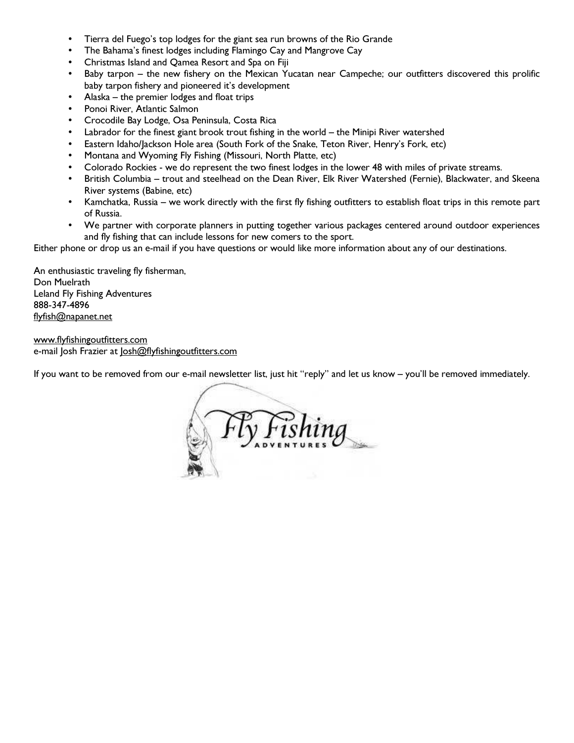- Tierra del Fuego's top lodges for the giant sea run browns of the Rio Grande
- The Bahama's finest lodges including Flamingo Cay and Mangrove Cay
- Christmas Island and Qamea Resort and Spa on Fiji
- Baby tarpon – the new fishery on the Mexican Yucatan near Campeche; our outfitters discovered this prolific baby tarpon fishery and pioneered it's development
- Alaska – the premier lodges and float trips
- Ponoi River, Atlantic Salmon
- Crocodile Bay Lodge, Osa Peninsula, Costa Rica
- Labrador for the finest giant brook trout fishing in the world – the Minipi River watershed
- Eastern Idaho/Jackson Hole area (South Fork of the Snake, Teton River, Henry's Fork, etc)
- Montana and Wyoming Fly Fishing (Missouri, North Platte, etc)
- Colorado Rockies - we do represent the two finest lodges in the lower 48 with miles of private streams.
- British Columbia – trout and steelhead on the Dean River, Elk River Watershed (Fernie), Blackwater, and Skeena River systems (Babine, etc)
- Kamchatka, Russia – we work directly with the first fly fishing outfitters to establish float trips in this remote part of Russia.
- We partner with corporate planners in putting together various packages centered around outdoor experiences and fly fishing that can include lessons for new comers to the sport.

Either phone or drop us an e-mail if you have questions or would like more information about any of our destinations.

An enthusiastic traveling fly fisherman,
Don Muelrath
Leland Fly Fishing Adventures
888-347-4896
flyfish@napanet.net

www.flyfishingoutfitters.com
e-mail Josh Frazier at Josh@flyfishingoutfitters.com

If you want to be removed from our e-mail newsletter list, just hit "reply" and let us know – you'll be removed immediately.

Fly Fishing
ADVENTURES